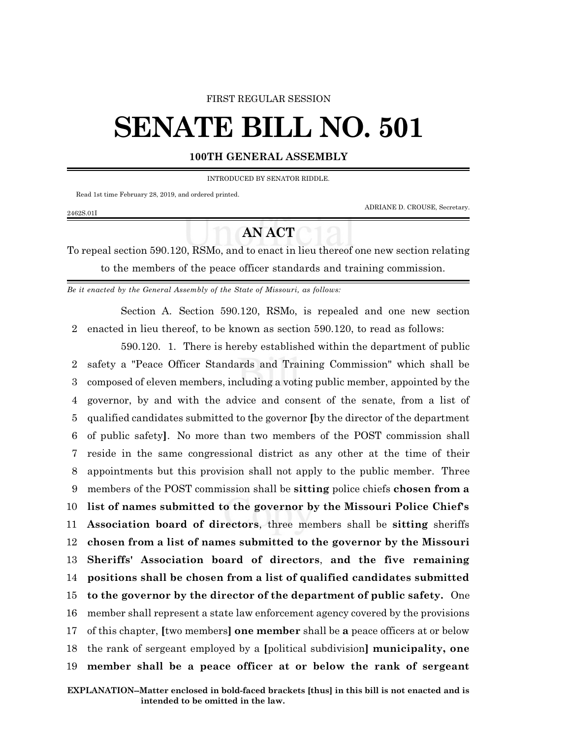FIRST REGULAR SESSION

# SENATE BILL NO. 501

**100TH GENERAL ASSEMBLY**

INTRODUCED BY SENATOR RIDDLE.

Read 1st time February 28, 2019, and ordered printed.

ADRIANE D. CROUSE, Secretary.

2462S.01I

## AN ACT

To repeal section 590.120, RSMo, and to enact in lieu thereof one new section relating to the members of the peace officer standards and training commission.

*Be it enacted by the General Assembly of the State of Missouri, as follows:*

Section A. Section 590.120, RSMo, is repealed and one new section enacted in lieu thereof, to be known as section 590.120, to read as follows:

590.120. 1. There is hereby established within the department of public safety a "Peace Officer Standards and Training Commission" which shall be composed of eleven members, including a voting public member, appointed by the governor, by and with the advice and consent of the senate, from a list of qualified candidates submitted to the governor **[**by the director of the department of public safety**]**. No more than two members of the POST commission shall reside in the same congressional district as any other at the time of their appointments but this provision shall not apply to the public member. Three members of the POST commission shall be **sitting** police chiefs **chosen from a list of names submitted to the governor by the Missouri Police Chief's Association board of directors**, three members shall be **sitting** sheriffs **chosen from a list of names submitted to the governor by the Missouri Sheriffs' Association board of directors**, **and the five remaining positions shall be chosen from a list of qualified candidates submitted to the governor by the director of the department of public safety.** One member shall represent a state law enforcement agency covered by the provisions of this chapter, **[**two members**]** **one member** shall be **a** peace officers at or below the rank of sergeant employed by a **[**political subdivision**]** **municipality, one member shall be a peace officer at or below the rank of sergeant**

**EXPLANATION–Matter enclosed in bold-faced brackets [thus] in this bill is not enacted and is intended to be omitted in the law.**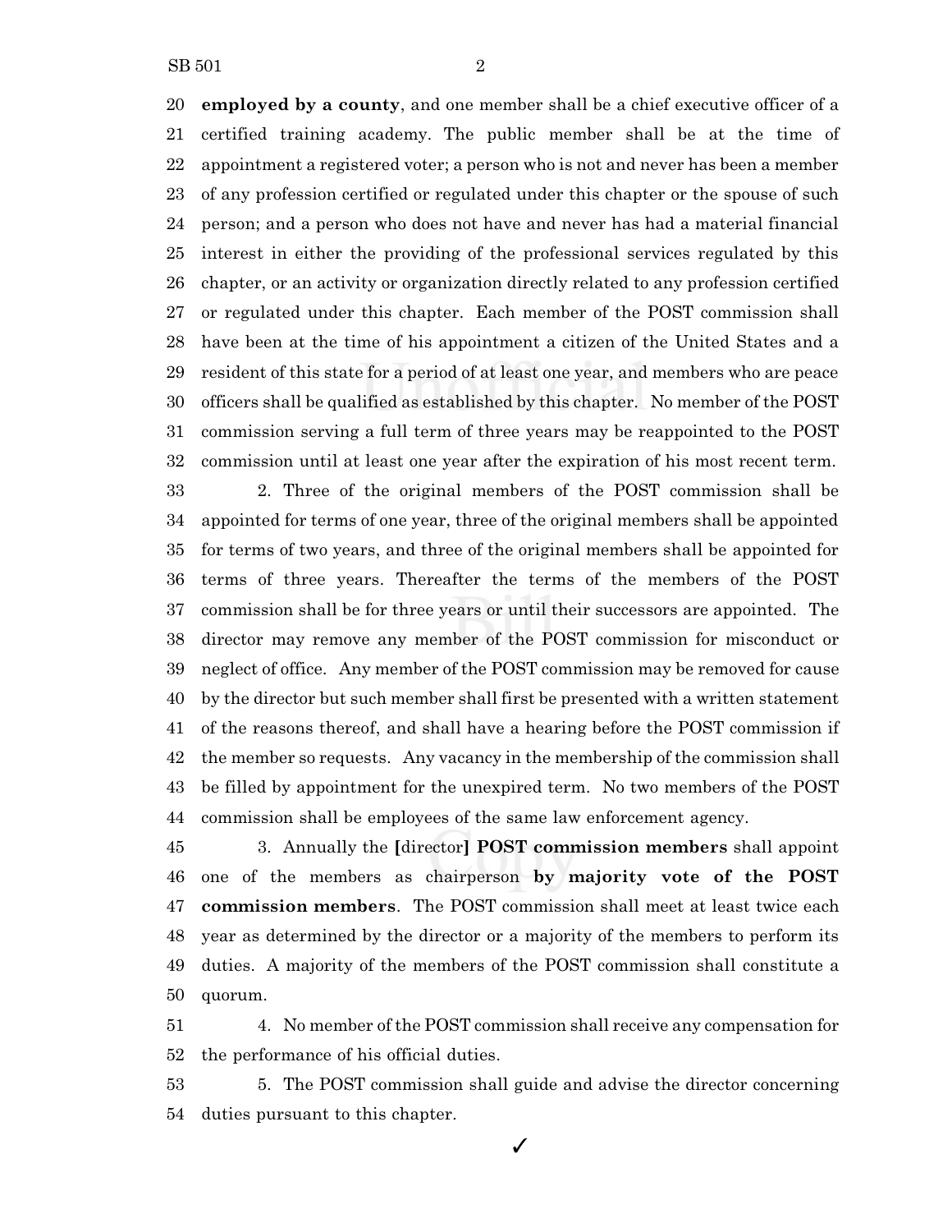**employed by a county**, and one member shall be a chief executive officer of a certified training academy. The public member shall be at the time of appointment a registered voter; a person who is not and never has been a member of any profession certified or regulated under this chapter or the spouse of such person; and a person who does not have and never has had a material financial interest in either the providing of the professional services regulated by this chapter, or an activity or organization directly related to any profession certified or regulated under this chapter. Each member of the POST commission shall have been at the time of his appointment a citizen of the United States and a resident of this state for a period of at least one year, and members who are peace officers shall be qualified as established by this chapter. No member of the POST commission serving a full term of three years may be reappointed to the POST commission until at least one year after the expiration of his most recent term.

2. Three of the original members of the POST commission shall be appointed for terms of one year, three of the original members shall be appointed for terms of two years, and three of the original members shall be appointed for terms of three years. Thereafter the terms of the members of the POST commission shall be for three years or until their successors are appointed. The director may remove any member of the POST commission for misconduct or neglect of office. Any member of the POST commission may be removed for cause by the director but such member shall first be presented with a written statement of the reasons thereof, and shall have a hearing before the POST commission if the member so requests. Any vacancy in the membership of the commission shall be filled by appointment for the unexpired term. No two members of the POST commission shall be employees of the same law enforcement agency.

3. Annually the **[**director**] POST commission members** shall appoint one of the members as chairperson **by majority vote of the POST commission members**. The POST commission shall meet at least twice each year as determined by the director or a majority of the members to perform its duties. A majority of the members of the POST commission shall constitute a quorum.

4. No member of the POST commission shall receive any compensation for the performance of his official duties.

5. The POST commission shall guide and advise the director concerning duties pursuant to this chapter.

✓